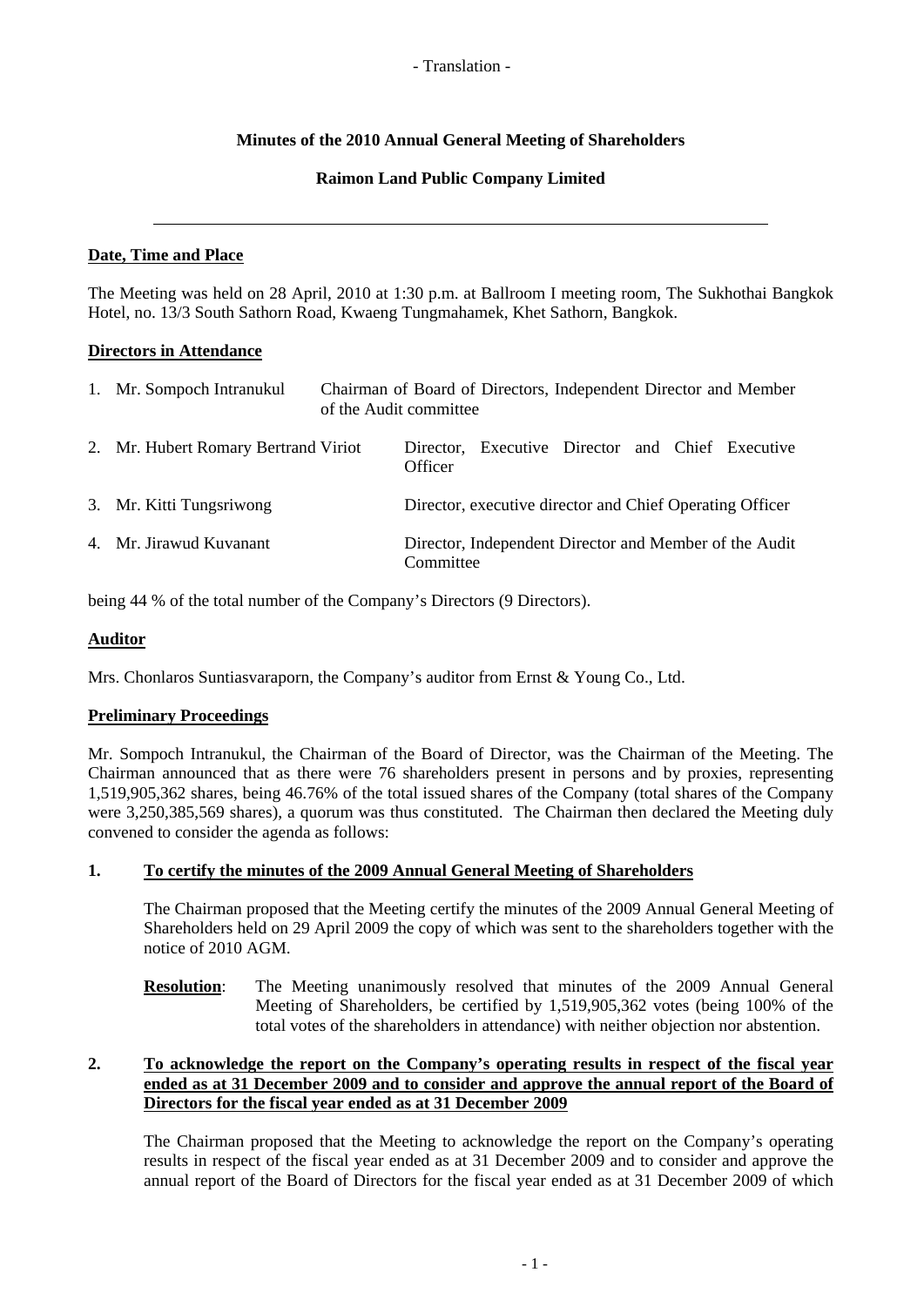- Translation -

# Minutes of the 2010 Annual General Meeting of Shareholders

## Raimon Land Public Company Limited

---

**Date, Time and Place**

The Meeting was held on 28 April, 2010 at 1:30 p.m. at Ballroom I meeting room, The Sukhothai Bangkok Hotel, no. 13/3 South Sathorn Road, Kwaeng Tungmahamek, Khet Sathorn, Bangkok.

**Directors in Attendance**

1. Mr. Sompoch Intranukul — Chairman of Board of Directors, Independent Director and Member of the Audit committee
2. Mr. Hubert Romary Bertrand Viriot — Director, Executive Director and Chief Executive Officer
3. Mr. Kitti Tungsriwong — Director, executive director and Chief Operating Officer
4. Mr. Jirawud Kuvanant — Director, Independent Director and Member of the Audit Committee

being 44 % of the total number of the Company's Directors (9 Directors).

**Auditor**

Mrs. Chonlaros Suntiasvaraporn, the Company's auditor from Ernst & Young Co., Ltd.

**Preliminary Proceedings**

Mr. Sompoch Intranukul, the Chairman of the Board of Director, was the Chairman of the Meeting. The Chairman announced that as there were 76 shareholders present in persons and by proxies, representing 1,519,905,362 shares, being 46.76% of the total issued shares of the Company (total shares of the Company were 3,250,385,569 shares), a quorum was thus constituted. The Chairman then declared the Meeting duly convened to consider the agenda as follows:

**1. To certify the minutes of the 2009 Annual General Meeting of Shareholders**

The Chairman proposed that the Meeting certify the minutes of the 2009 Annual General Meeting of Shareholders held on 29 April 2009 the copy of which was sent to the shareholders together with the notice of 2010 AGM.

**Resolution**: The Meeting unanimously resolved that minutes of the 2009 Annual General Meeting of Shareholders, be certified by 1,519,905,362 votes (being 100% of the total votes of the shareholders in attendance) with neither objection nor abstention.

**2. To acknowledge the report on the Company's operating results in respect of the fiscal year ended as at 31 December 2009 and to consider and approve the annual report of the Board of Directors for the fiscal year ended as at 31 December 2009**

The Chairman proposed that the Meeting to acknowledge the report on the Company's operating results in respect of the fiscal year ended as at 31 December 2009 and to consider and approve the annual report of the Board of Directors for the fiscal year ended as at 31 December 2009 of which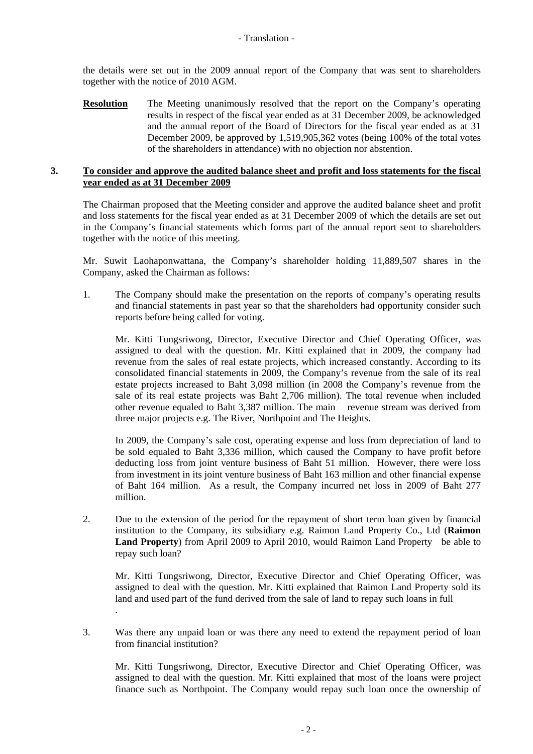the details were set out in the 2009 annual report of the Company that was sent to shareholders together with the notice of 2010 AGM.

**Resolution** The Meeting unanimously resolved that the report on the Company's operating results in respect of the fiscal year ended as at 31 December 2009, be acknowledged and the annual report of the Board of Directors for the fiscal year ended as at 31 December 2009, be approved by 1,519,905,362 votes (being 100% of the total votes of the shareholders in attendance) with no objection nor abstention.

**3. <u>To consider and approve the audited balance sheet and profit and loss statements for the fiscal year ended as at 31 December 2009</u>**

The Chairman proposed that the Meeting consider and approve the audited balance sheet and profit and loss statements for the fiscal year ended as at 31 December 2009 of which the details are set out in the Company's financial statements which forms part of the annual report sent to shareholders together with the notice of this meeting.

Mr. Suwit Laohaponwattana, the Company's shareholder holding 11,889,507 shares in the Company, asked the Chairman as follows:

1. The Company should make the presentation on the reports of company's operating results and financial statements in past year so that the shareholders had opportunity consider such reports before being called for voting.

   Mr. Kitti Tungsriwong, Director, Executive Director and Chief Operating Officer, was assigned to deal with the question. Mr. Kitti explained that in 2009, the company had revenue from the sales of real estate projects, which increased constantly. According to its consolidated financial statements in 2009, the Company's revenue from the sale of its real estate projects increased to Baht 3,098 million (in 2008 the Company's revenue from the sale of its real estate projects was Baht 2,706 million). The total revenue when included other revenue equaled to Baht 3,387 million. The main revenue stream was derived from three major projects e.g. The River, Northpoint and The Heights.

   In 2009, the Company's sale cost, operating expense and loss from depreciation of land to be sold equaled to Baht 3,336 million, which caused the Company to have profit before deducting loss from joint venture business of Baht 51 million. However, there were loss from investment in its joint venture business of Baht 163 million and other financial expense of Baht 164 million. As a result, the Company incurred net loss in 2009 of Baht 277 million.

2. Due to the extension of the period for the repayment of short term loan given by financial institution to the Company, its subsidiary e.g. Raimon Land Property Co., Ltd (**Raimon Land Property**) from April 2009 to April 2010, would Raimon Land Property be able to repay such loan?

   Mr. Kitti Tungsriwong, Director, Executive Director and Chief Operating Officer, was assigned to deal with the question. Mr. Kitti explained that Raimon Land Property sold its land and used part of the fund derived from the sale of land to repay such loans in full.

3. Was there any unpaid loan or was there any need to extend the repayment period of loan from financial institution?

   Mr. Kitti Tungsriwong, Director, Executive Director and Chief Operating Officer, was assigned to deal with the question. Mr. Kitti explained that most of the loans were project finance such as Northpoint. The Company would repay such loan once the ownership of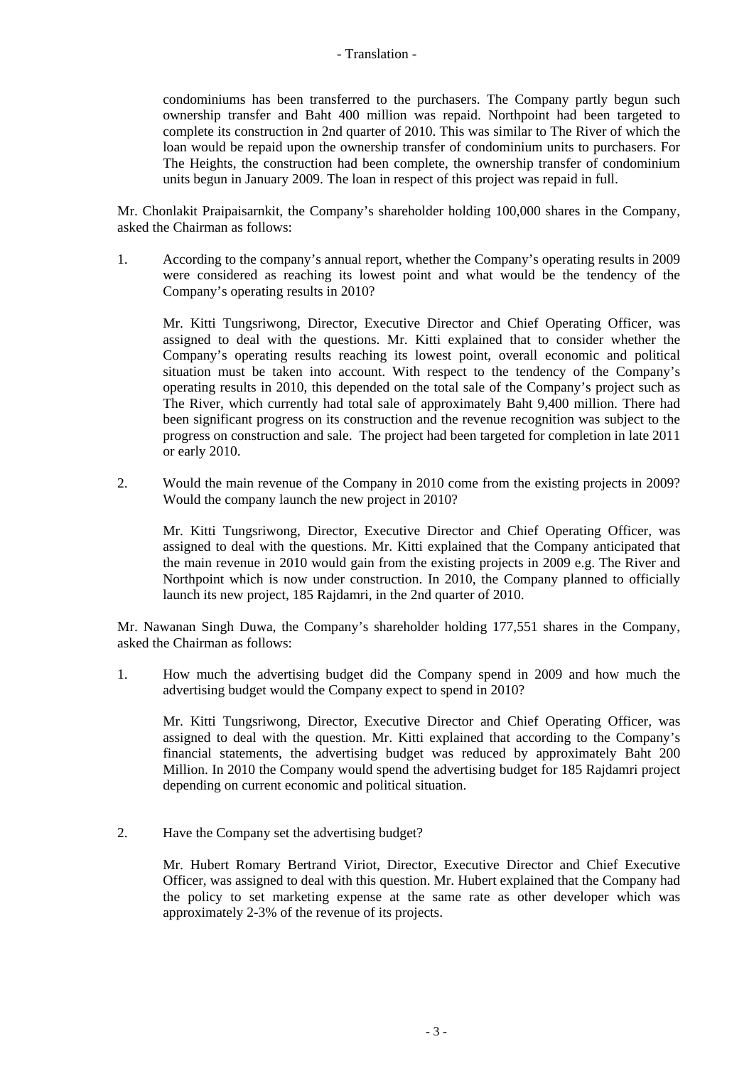condominiums has been transferred to the purchasers. The Company partly begun such ownership transfer and Baht 400 million was repaid. Northpoint had been targeted to complete its construction in 2nd quarter of 2010. This was similar to The River of which the loan would be repaid upon the ownership transfer of condominium units to purchasers. For The Heights, the construction had been complete, the ownership transfer of condominium units begun in January 2009. The loan in respect of this project was repaid in full.

Mr. Chonlakit Praipaisarnkit, the Company's shareholder holding 100,000 shares in the Company, asked the Chairman as follows:

1. According to the company's annual report, whether the Company's operating results in 2009 were considered as reaching its lowest point and what would be the tendency of the Company's operating results in 2010?

   Mr. Kitti Tungsriwong, Director, Executive Director and Chief Operating Officer, was assigned to deal with the questions. Mr. Kitti explained that to consider whether the Company's operating results reaching its lowest point, overall economic and political situation must be taken into account. With respect to the tendency of the Company's operating results in 2010, this depended on the total sale of the Company's project such as The River, which currently had total sale of approximately Baht 9,400 million. There had been significant progress on its construction and the revenue recognition was subject to the progress on construction and sale. The project had been targeted for completion in late 2011 or early 2010.

2. Would the main revenue of the Company in 2010 come from the existing projects in 2009? Would the company launch the new project in 2010?

   Mr. Kitti Tungsriwong, Director, Executive Director and Chief Operating Officer, was assigned to deal with the questions. Mr. Kitti explained that the Company anticipated that the main revenue in 2010 would gain from the existing projects in 2009 e.g. The River and Northpoint which is now under construction. In 2010, the Company planned to officially launch its new project, 185 Rajdamri, in the 2nd quarter of 2010.

Mr. Nawanan Singh Duwa, the Company's shareholder holding 177,551 shares in the Company, asked the Chairman as follows:

1. How much the advertising budget did the Company spend in 2009 and how much the advertising budget would the Company expect to spend in 2010?

   Mr. Kitti Tungsriwong, Director, Executive Director and Chief Operating Officer, was assigned to deal with the question. Mr. Kitti explained that according to the Company's financial statements, the advertising budget was reduced by approximately Baht 200 Million. In 2010 the Company would spend the advertising budget for 185 Rajdamri project depending on current economic and political situation.

2. Have the Company set the advertising budget?

   Mr. Hubert Romary Bertrand Viriot, Director, Executive Director and Chief Executive Officer, was assigned to deal with this question. Mr. Hubert explained that the Company had the policy to set marketing expense at the same rate as other developer which was approximately 2-3% of the revenue of its projects.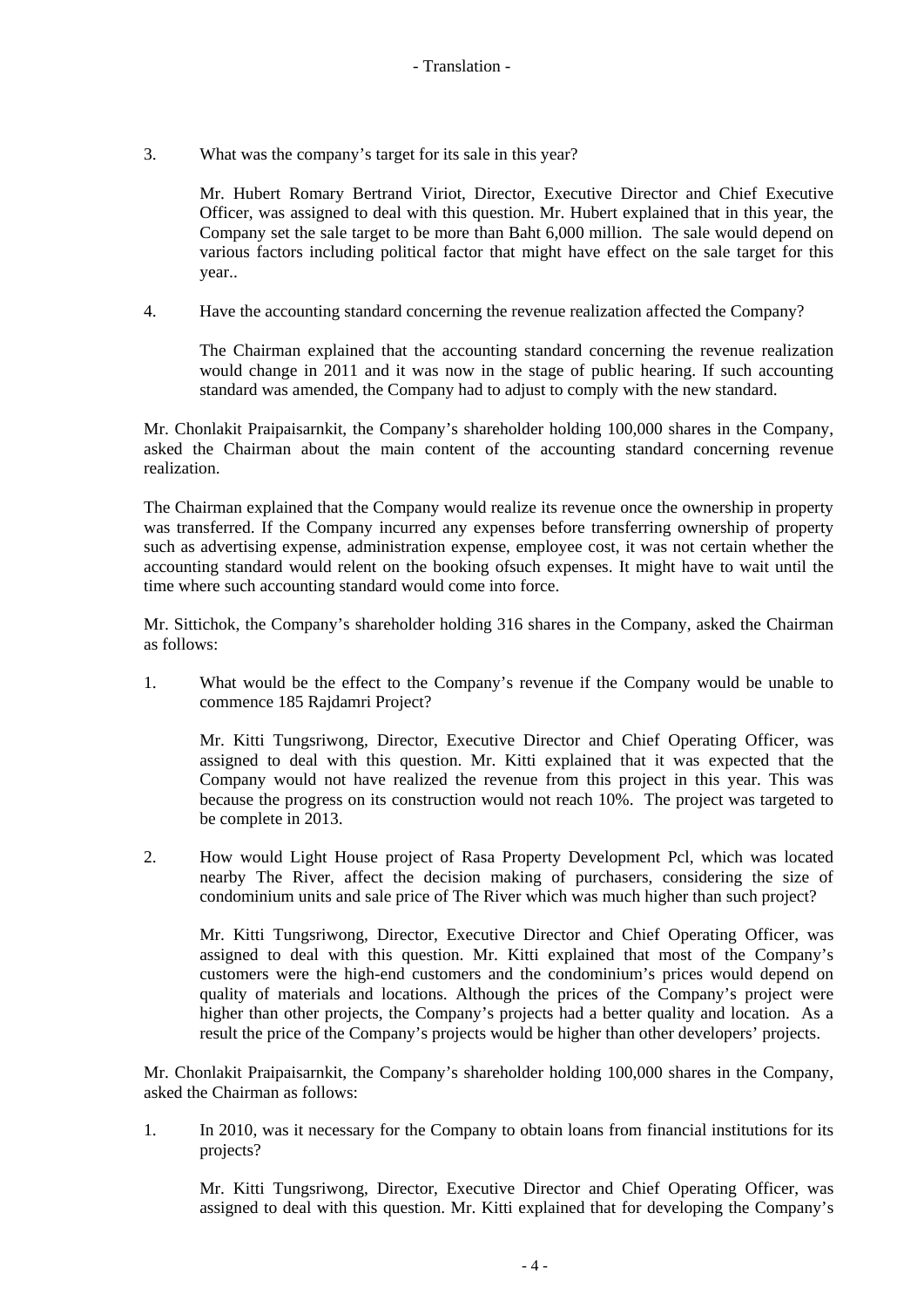3. What was the company's target for its sale in this year?

   Mr. Hubert Romary Bertrand Viriot, Director, Executive Director and Chief Executive Officer, was assigned to deal with this question. Mr. Hubert explained that in this year, the Company set the sale target to be more than Baht 6,000 million. The sale would depend on various factors including political factor that might have effect on the sale target for this year..

4. Have the accounting standard concerning the revenue realization affected the Company?

   The Chairman explained that the accounting standard concerning the revenue realization would change in 2011 and it was now in the stage of public hearing. If such accounting standard was amended, the Company had to adjust to comply with the new standard.

Mr. Chonlakit Praipaisarnkit, the Company's shareholder holding 100,000 shares in the Company, asked the Chairman about the main content of the accounting standard concerning revenue realization.

The Chairman explained that the Company would realize its revenue once the ownership in property was transferred. If the Company incurred any expenses before transferring ownership of property such as advertising expense, administration expense, employee cost, it was not certain whether the accounting standard would relent on the booking ofsuch expenses. It might have to wait until the time where such accounting standard would come into force.

Mr. Sittichok, the Company's shareholder holding 316 shares in the Company, asked the Chairman as follows:

1. What would be the effect to the Company's revenue if the Company would be unable to commence 185 Rajdamri Project?

   Mr. Kitti Tungsriwong, Director, Executive Director and Chief Operating Officer, was assigned to deal with this question. Mr. Kitti explained that it was expected that the Company would not have realized the revenue from this project in this year. This was because the progress on its construction would not reach 10%. The project was targeted to be complete in 2013.

2. How would Light House project of Rasa Property Development Pcl, which was located nearby The River, affect the decision making of purchasers, considering the size of condominium units and sale price of The River which was much higher than such project?

   Mr. Kitti Tungsriwong, Director, Executive Director and Chief Operating Officer, was assigned to deal with this question. Mr. Kitti explained that most of the Company's customers were the high-end customers and the condominium's prices would depend on quality of materials and locations. Although the prices of the Company's project were higher than other projects, the Company's projects had a better quality and location. As a result the price of the Company's projects would be higher than other developers' projects.

Mr. Chonlakit Praipaisarnkit, the Company's shareholder holding 100,000 shares in the Company, asked the Chairman as follows:

1. In 2010, was it necessary for the Company to obtain loans from financial institutions for its projects?

   Mr. Kitti Tungsriwong, Director, Executive Director and Chief Operating Officer, was assigned to deal with this question. Mr. Kitti explained that for developing the Company's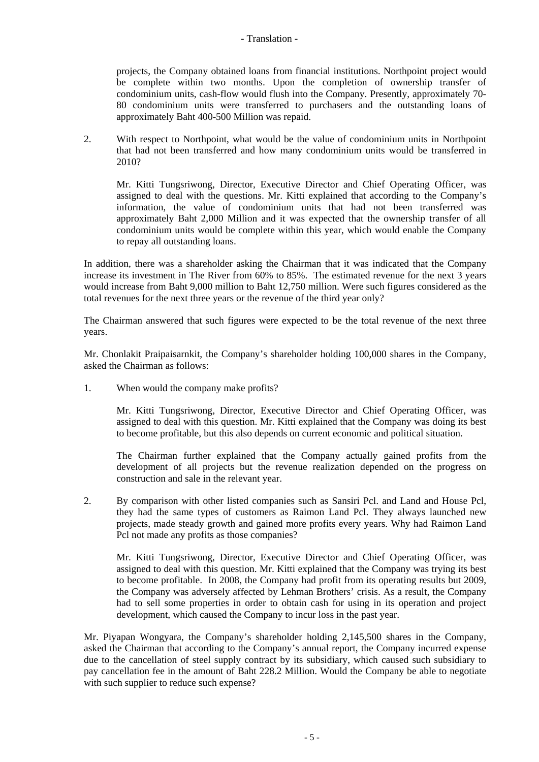projects, the Company obtained loans from financial institutions. Northpoint project would be complete within two months. Upon the completion of ownership transfer of condominium units, cash-flow would flush into the Company. Presently, approximately 70-80 condominium units were transferred to purchasers and the outstanding loans of approximately Baht 400-500 Million was repaid.

2. With respect to Northpoint, what would be the value of condominium units in Northpoint that had not been transferred and how many condominium units would be transferred in 2010?

   Mr. Kitti Tungsriwong, Director, Executive Director and Chief Operating Officer, was assigned to deal with the questions. Mr. Kitti explained that according to the Company's information, the value of condominium units that had not been transferred was approximately Baht 2,000 Million and it was expected that the ownership transfer of all condominium units would be complete within this year, which would enable the Company to repay all outstanding loans.

In addition, there was a shareholder asking the Chairman that it was indicated that the Company increase its investment in The River from 60% to 85%. The estimated revenue for the next 3 years would increase from Baht 9,000 million to Baht 12,750 million. Were such figures considered as the total revenues for the next three years or the revenue of the third year only?

The Chairman answered that such figures were expected to be the total revenue of the next three years.

Mr. Chonlakit Praipaisarnkit, the Company's shareholder holding 100,000 shares in the Company, asked the Chairman as follows:

1. When would the company make profits?

   Mr. Kitti Tungsriwong, Director, Executive Director and Chief Operating Officer, was assigned to deal with this question. Mr. Kitti explained that the Company was doing its best to become profitable, but this also depends on current economic and political situation.

   The Chairman further explained that the Company actually gained profits from the development of all projects but the revenue realization depended on the progress on construction and sale in the relevant year.

2. By comparison with other listed companies such as Sansiri Pcl. and Land and House Pcl, they had the same types of customers as Raimon Land Pcl. They always launched new projects, made steady growth and gained more profits every years. Why had Raimon Land Pcl not made any profits as those companies?

   Mr. Kitti Tungsriwong, Director, Executive Director and Chief Operating Officer, was assigned to deal with this question. Mr. Kitti explained that the Company was trying its best to become profitable. In 2008, the Company had profit from its operating results but 2009, the Company was adversely affected by Lehman Brothers' crisis. As a result, the Company had to sell some properties in order to obtain cash for using in its operation and project development, which caused the Company to incur loss in the past year.

Mr. Piyapan Wongyara, the Company's shareholder holding 2,145,500 shares in the Company, asked the Chairman that according to the Company's annual report, the Company incurred expense due to the cancellation of steel supply contract by its subsidiary, which caused such subsidiary to pay cancellation fee in the amount of Baht 228.2 Million. Would the Company be able to negotiate with such supplier to reduce such expense?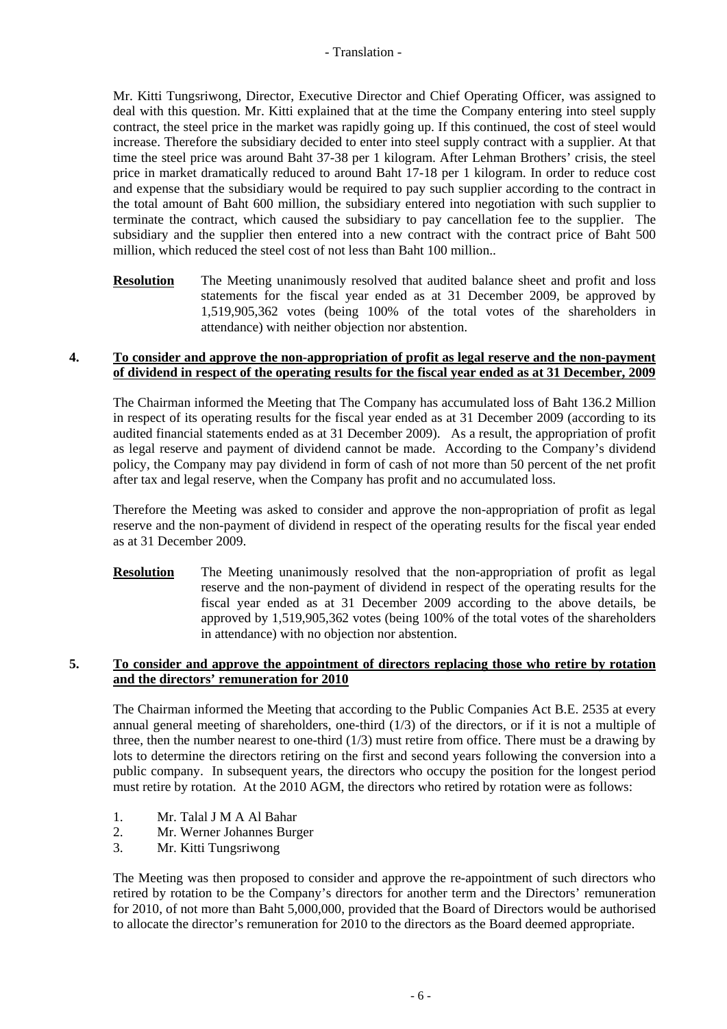Mr. Kitti Tungsriwong, Director, Executive Director and Chief Operating Officer, was assigned to deal with this question. Mr. Kitti explained that at the time the Company entering into steel supply contract, the steel price in the market was rapidly going up. If this continued, the cost of steel would increase. Therefore the subsidiary decided to enter into steel supply contract with a supplier. At that time the steel price was around Baht 37-38 per 1 kilogram. After Lehman Brothers' crisis, the steel price in market dramatically reduced to around Baht 17-18 per 1 kilogram. In order to reduce cost and expense that the subsidiary would be required to pay such supplier according to the contract in the total amount of Baht 600 million, the subsidiary entered into negotiation with such supplier to terminate the contract, which caused the subsidiary to pay cancellation fee to the supplier. The subsidiary and the supplier then entered into a new contract with the contract price of Baht 500 million, which reduced the steel cost of not less than Baht 100 million..

**Resolution** The Meeting unanimously resolved that audited balance sheet and profit and loss statements for the fiscal year ended as at 31 December 2009, be approved by 1,519,905,362 votes (being 100% of the total votes of the shareholders in attendance) with neither objection nor abstention.

## 4. To consider and approve the non-appropriation of profit as legal reserve and the non-payment of dividend in respect of the operating results for the fiscal year ended as at 31 December, 2009

The Chairman informed the Meeting that The Company has accumulated loss of Baht 136.2 Million in respect of its operating results for the fiscal year ended as at 31 December 2009 (according to its audited financial statements ended as at 31 December 2009). As a result, the appropriation of profit as legal reserve and payment of dividend cannot be made. According to the Company's dividend policy, the Company may pay dividend in form of cash of not more than 50 percent of the net profit after tax and legal reserve, when the Company has profit and no accumulated loss.

Therefore the Meeting was asked to consider and approve the non-appropriation of profit as legal reserve and the non-payment of dividend in respect of the operating results for the fiscal year ended as at 31 December 2009.

**Resolution** The Meeting unanimously resolved that the non-appropriation of profit as legal reserve and the non-payment of dividend in respect of the operating results for the fiscal year ended as at 31 December 2009 according to the above details, be approved by 1,519,905,362 votes (being 100% of the total votes of the shareholders in attendance) with no objection nor abstention.

## 5. To consider and approve the appointment of directors replacing those who retire by rotation and the directors' remuneration for 2010

The Chairman informed the Meeting that according to the Public Companies Act B.E. 2535 at every annual general meeting of shareholders, one-third (1/3) of the directors, or if it is not a multiple of three, then the number nearest to one-third (1/3) must retire from office. There must be a drawing by lots to determine the directors retiring on the first and second years following the conversion into a public company. In subsequent years, the directors who occupy the position for the longest period must retire by rotation. At the 2010 AGM, the directors who retired by rotation were as follows:

1. Mr. Talal J M A Al Bahar
2. Mr. Werner Johannes Burger
3. Mr. Kitti Tungsriwong

The Meeting was then proposed to consider and approve the re-appointment of such directors who retired by rotation to be the Company's directors for another term and the Directors' remuneration for 2010, of not more than Baht 5,000,000, provided that the Board of Directors would be authorised to allocate the director's remuneration for 2010 to the directors as the Board deemed appropriate.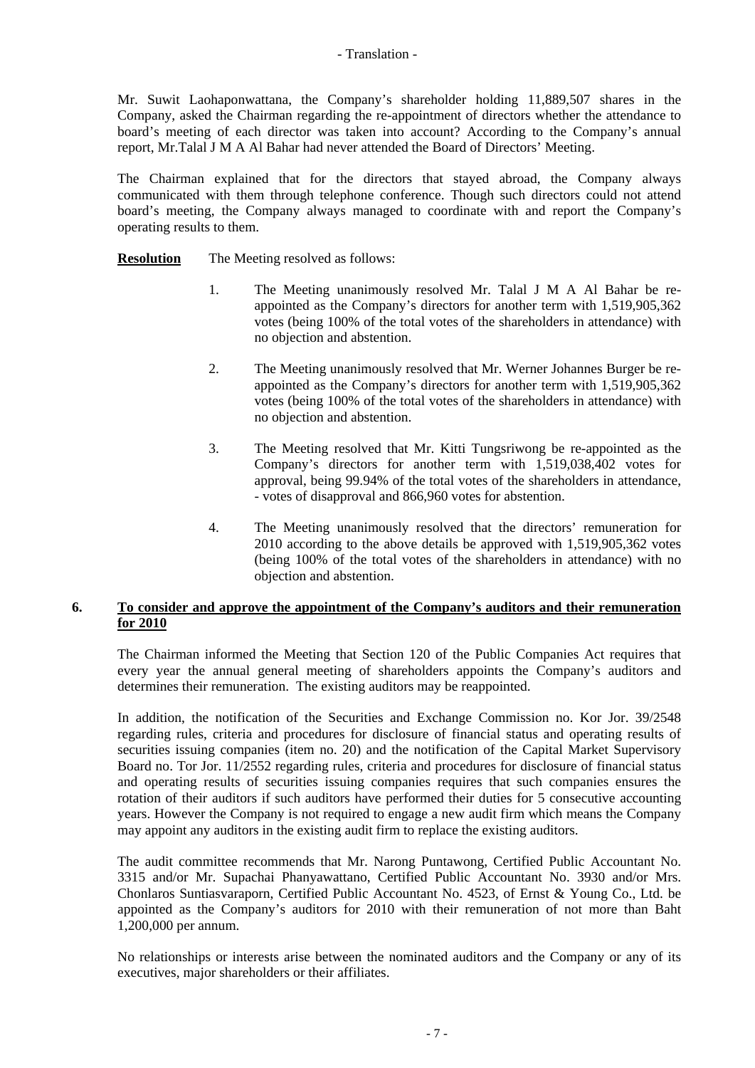Mr. Suwit Laohaponwattana, the Company's shareholder holding 11,889,507 shares in the Company, asked the Chairman regarding the re-appointment of directors whether the attendance to board's meeting of each director was taken into account? According to the Company's annual report, Mr.Talal J M A Al Bahar had never attended the Board of Directors' Meeting.

The Chairman explained that for the directors that stayed abroad, the Company always communicated with them through telephone conference. Though such directors could not attend board's meeting, the Company always managed to coordinate with and report the Company's operating results to them.

**Resolution** The Meeting resolved as follows:

1. The Meeting unanimously resolved Mr. Talal J M A Al Bahar be re-appointed as the Company's directors for another term with 1,519,905,362 votes (being 100% of the total votes of the shareholders in attendance) with no objection and abstention.

2. The Meeting unanimously resolved that Mr. Werner Johannes Burger be re-appointed as the Company's directors for another term with 1,519,905,362 votes (being 100% of the total votes of the shareholders in attendance) with no objection and abstention.

3. The Meeting resolved that Mr. Kitti Tungsriwong be re-appointed as the Company's directors for another term with 1,519,038,402 votes for approval, being 99.94% of the total votes of the shareholders in attendance, - votes of disapproval and 866,960 votes for abstention.

4. The Meeting unanimously resolved that the directors' remuneration for 2010 according to the above details be approved with 1,519,905,362 votes (being 100% of the total votes of the shareholders in attendance) with no objection and abstention.

## 6. To consider and approve the appointment of the Company's auditors and their remuneration for 2010

The Chairman informed the Meeting that Section 120 of the Public Companies Act requires that every year the annual general meeting of shareholders appoints the Company's auditors and determines their remuneration. The existing auditors may be reappointed.

In addition, the notification of the Securities and Exchange Commission no. Kor Jor. 39/2548 regarding rules, criteria and procedures for disclosure of financial status and operating results of securities issuing companies (item no. 20) and the notification of the Capital Market Supervisory Board no. Tor Jor. 11/2552 regarding rules, criteria and procedures for disclosure of financial status and operating results of securities issuing companies requires that such companies ensures the rotation of their auditors if such auditors have performed their duties for 5 consecutive accounting years. However the Company is not required to engage a new audit firm which means the Company may appoint any auditors in the existing audit firm to replace the existing auditors.

The audit committee recommends that Mr. Narong Puntawong, Certified Public Accountant No. 3315 and/or Mr. Supachai Phanyawattano, Certified Public Accountant No. 3930 and/or Mrs. Chonlaros Suntiasvaraporn, Certified Public Accountant No. 4523, of Ernst & Young Co., Ltd. be appointed as the Company's auditors for 2010 with their remuneration of not more than Baht 1,200,000 per annum.

No relationships or interests arise between the nominated auditors and the Company or any of its executives, major shareholders or their affiliates.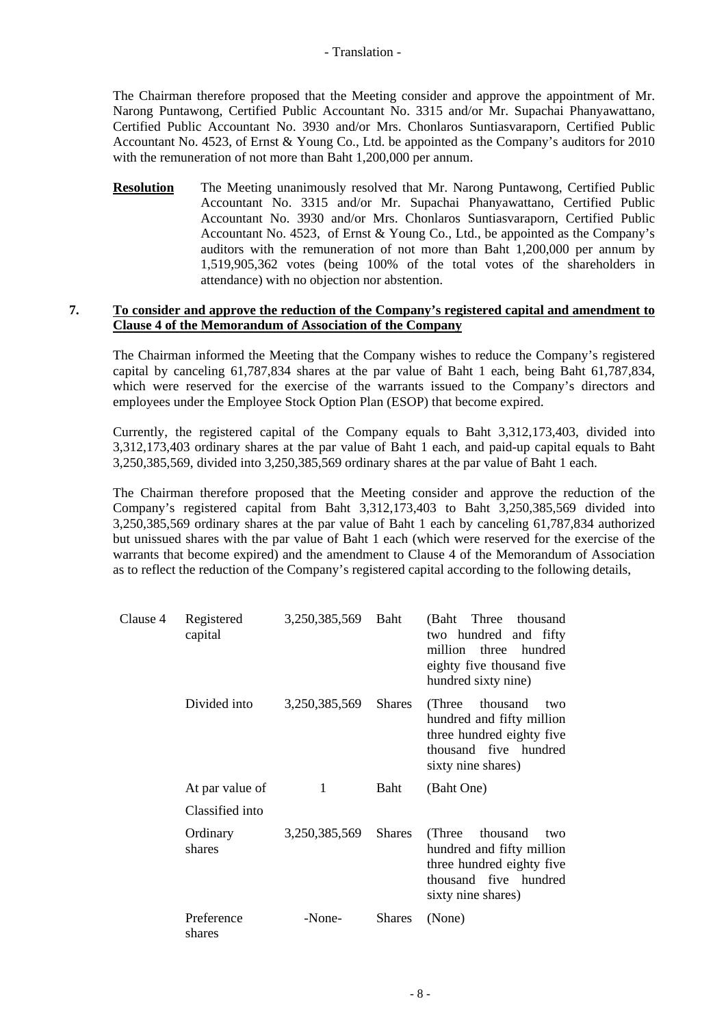The Chairman therefore proposed that the Meeting consider and approve the appointment of Mr. Narong Puntawong, Certified Public Accountant No. 3315 and/or Mr. Supachai Phanyawattano, Certified Public Accountant No. 3930 and/or Mrs. Chonlaros Suntiasvaraporn, Certified Public Accountant No. 4523, of Ernst & Young Co., Ltd. be appointed as the Company's auditors for 2010 with the remuneration of not more than Baht 1,200,000 per annum.

**Resolution** The Meeting unanimously resolved that Mr. Narong Puntawong, Certified Public Accountant No. 3315 and/or Mr. Supachai Phanyawattano, Certified Public Accountant No. 3930 and/or Mrs. Chonlaros Suntiasvaraporn, Certified Public Accountant No. 4523, of Ernst & Young Co., Ltd., be appointed as the Company's auditors with the remuneration of not more than Baht 1,200,000 per annum by 1,519,905,362 votes (being 100% of the total votes of the shareholders in attendance) with no objection nor abstention.

**7. <u>To consider and approve the reduction of the Company's registered capital and amendment to Clause 4 of the Memorandum of Association of the Company</u>**

The Chairman informed the Meeting that the Company wishes to reduce the Company's registered capital by canceling 61,787,834 shares at the par value of Baht 1 each, being Baht 61,787,834, which were reserved for the exercise of the warrants issued to the Company's directors and employees under the Employee Stock Option Plan (ESOP) that become expired.

Currently, the registered capital of the Company equals to Baht 3,312,173,403, divided into 3,312,173,403 ordinary shares at the par value of Baht 1 each, and paid-up capital equals to Baht 3,250,385,569, divided into 3,250,385,569 ordinary shares at the par value of Baht 1 each.

The Chairman therefore proposed that the Meeting consider and approve the reduction of the Company's registered capital from Baht 3,312,173,403 to Baht 3,250,385,569 divided into 3,250,385,569 ordinary shares at the par value of Baht 1 each by canceling 61,787,834 authorized but unissued shares with the par value of Baht 1 each (which were reserved for the exercise of the warrants that become expired) and the amendment to Clause 4 of the Memorandum of Association as to reflect the reduction of the Company's registered capital according to the following details,

| | | | | |
|---|---|---|---|---|
| Clause 4 | Registered capital | 3,250,385,569 | Baht | (Baht Three thousand two hundred and fifty million three hundred eighty five thousand five hundred sixty nine) |
| | Divided into | 3,250,385,569 | Shares | (Three thousand two hundred and fifty million three hundred eighty five thousand five hundred sixty nine shares) |
| | At par value of | 1 | Baht | (Baht One) |
| | Classified into | | | |
| | Ordinary shares | 3,250,385,569 | Shares | (Three thousand two hundred and fifty million three hundred eighty five thousand five hundred sixty nine shares) |
| | Preference shares | -None- | Shares | (None) |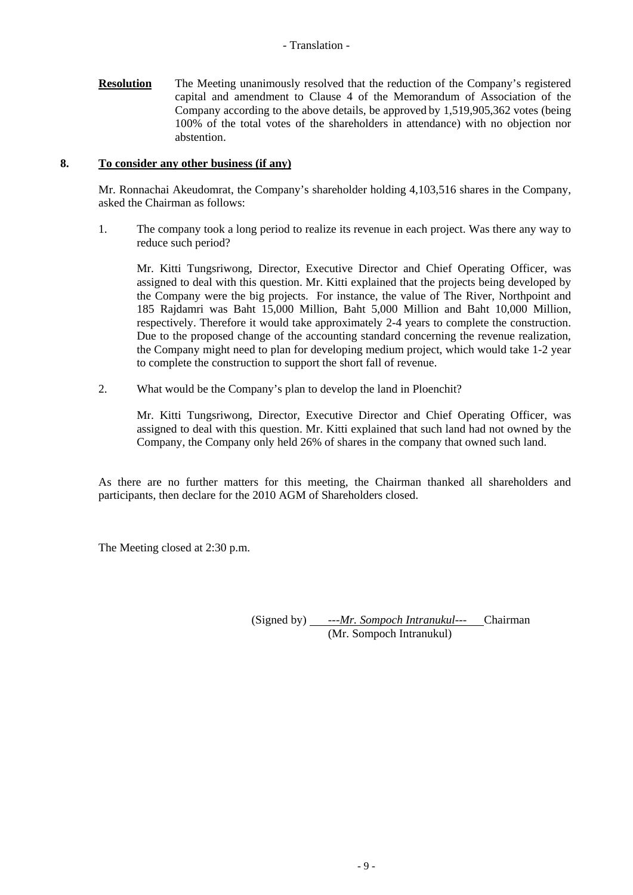- Translation -

**Resolution** The Meeting unanimously resolved that the reduction of the Company's registered capital and amendment to Clause 4 of the Memorandum of Association of the Company according to the above details, be approved by 1,519,905,362 votes (being 100% of the total votes of the shareholders in attendance) with no objection nor abstention.

## 8. To consider any other business (if any)

Mr. Ronnachai Akeudomrat, the Company's shareholder holding 4,103,516 shares in the Company, asked the Chairman as follows:

1. The company took a long period to realize its revenue in each project. Was there any way to reduce such period?

   Mr. Kitti Tungsriwong, Director, Executive Director and Chief Operating Officer, was assigned to deal with this question. Mr. Kitti explained that the projects being developed by the Company were the big projects. For instance, the value of The River, Northpoint and 185 Rajdamri was Baht 15,000 Million, Baht 5,000 Million and Baht 10,000 Million, respectively. Therefore it would take approximately 2-4 years to complete the construction. Due to the proposed change of the accounting standard concerning the revenue realization, the Company might need to plan for developing medium project, which would take 1-2 year to complete the construction to support the short fall of revenue.

2. What would be the Company's plan to develop the land in Ploenchit?

   Mr. Kitti Tungsriwong, Director, Executive Director and Chief Operating Officer, was assigned to deal with this question. Mr. Kitti explained that such land had not owned by the Company, the Company only held 26% of shares in the company that owned such land.

As there are no further matters for this meeting, the Chairman thanked all shareholders and participants, then declare for the 2010 AGM of Shareholders closed.

The Meeting closed at 2:30 p.m.

(Signed by) ---*Mr. Sompoch Intranukul*--- Chairman
(Mr. Sompoch Intranukul)